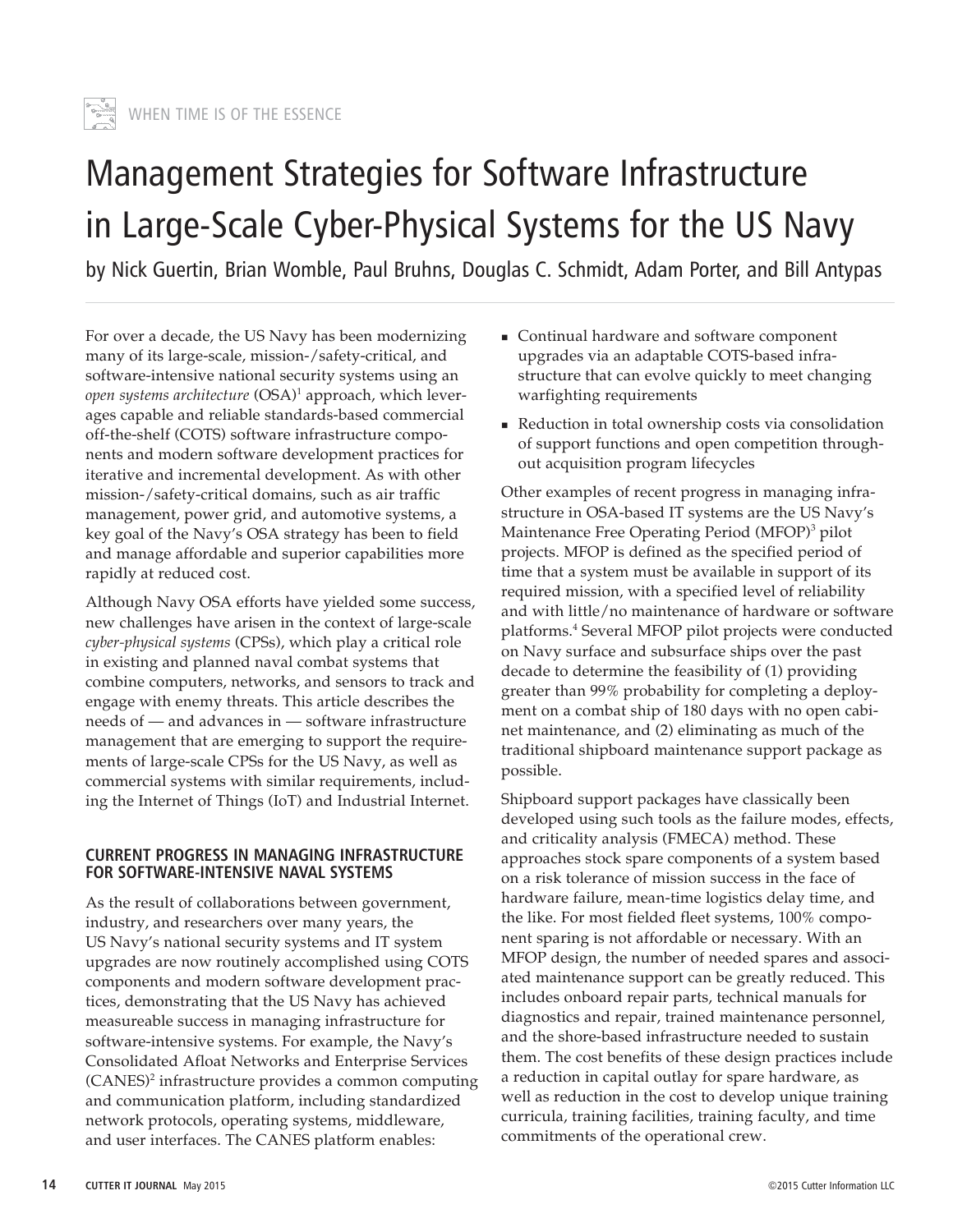WHEN TIME IS OF THE ESSENCE

# Management Strategies for Software Infrastructure in Large-Scale Cyber-Physical Systems for the US Navy

by Nick Guertin, Brian Womble, Paul Bruhns, Douglas C. Schmidt, Adam Porter, and Bill Antypas

For over a decade, the US Navy has been modernizing many of its large-scale, mission-/safety-critical, and software-intensive national security systems using an *open systems architecture* (OSA)[1] approach, which leverages capable and reliable standards-based commercial off-the-shelf (COTS) software infrastructure components and modern software development practices for iterative and incremental development. As with other mission-/safety-critical domains, such as air traffic management, power grid, and automotive systems, a key goal of the Navy's OSA strategy has been to field and manage affordable and superior capabilities more rapidly at reduced cost.

Although Navy OSA efforts have yielded some success, new challenges have arisen in the context of large-scale *cyber-physical systems* (CPSs), which play a critical role in existing and planned naval combat systems that combine computers, networks, and sensors to track and engage with enemy threats. This article describes the needs of — and advances in — software infrastructure management that are emerging to support the requirements of large-scale CPSs for the US Navy, as well as commercial systems with similar requirements, including the Internet of Things (IoT) and Industrial Internet.

## CURRENT PROGRESS IN MANAGING INFRASTRUCTURE FOR SOFTWARE-INTENSIVE NAVAL SYSTEMS

As the result of collaborations between government, industry, and researchers over many years, the US Navy's national security systems and IT system upgrades are now routinely accomplished using COTS components and modern software development practices, demonstrating that the US Navy has achieved measureable success in managing infrastructure for software-intensive systems. For example, the Navy's Consolidated Afloat Networks and Enterprise Services (CANES)[2] infrastructure provides a common computing and communication platform, including standardized network protocols, operating systems, middleware, and user interfaces. The CANES platform enables:

- Continual hardware and software component upgrades via an adaptable COTS-based infrastructure that can evolve quickly to meet changing warfighting requirements
- Reduction in total ownership costs via consolidation of support functions and open competition throughout acquisition program lifecycles

Other examples of recent progress in managing infrastructure in OSA-based IT systems are the US Navy's Maintenance Free Operating Period (MFOP)[3] pilot projects. MFOP is defined as the specified period of time that a system must be available in support of its required mission, with a specified level of reliability and with little/no maintenance of hardware or software platforms.[4] Several MFOP pilot projects were conducted on Navy surface and subsurface ships over the past decade to determine the feasibility of (1) providing greater than 99% probability for completing a deployment on a combat ship of 180 days with no open cabinet maintenance, and (2) eliminating as much of the traditional shipboard maintenance support package as possible.

Shipboard support packages have classically been developed using such tools as the failure modes, effects, and criticality analysis (FMECA) method. These approaches stock spare components of a system based on a risk tolerance of mission success in the face of hardware failure, mean-time logistics delay time, and the like. For most fielded fleet systems, 100% component sparing is not affordable or necessary. With an MFOP design, the number of needed spares and associated maintenance support can be greatly reduced. This includes onboard repair parts, technical manuals for diagnostics and repair, trained maintenance personnel, and the shore-based infrastructure needed to sustain them. The cost benefits of these design practices include a reduction in capital outlay for spare hardware, as well as reduction in the cost to develop unique training curricula, training facilities, training faculty, and time commitments of the operational crew.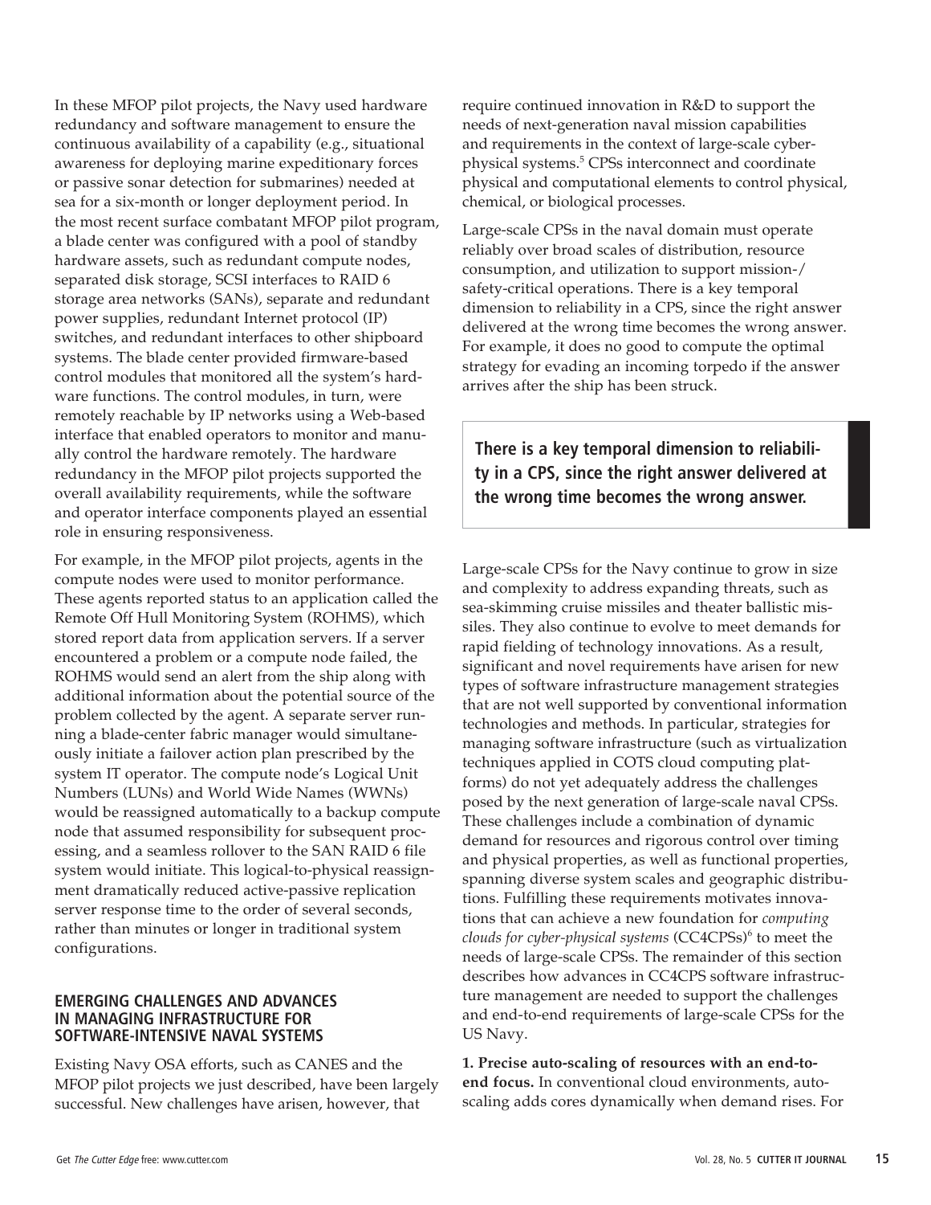In these MFOP pilot projects, the Navy used hardware redundancy and software management to ensure the continuous availability of a capability (e.g., situational awareness for deploying marine expeditionary forces or passive sonar detection for submarines) needed at sea for a six-month or longer deployment period. In the most recent surface combatant MFOP pilot program, a blade center was configured with a pool of standby hardware assets, such as redundant compute nodes, separated disk storage, SCSI interfaces to RAID 6 storage area networks (SANs), separate and redundant power supplies, redundant Internet protocol (IP) switches, and redundant interfaces to other shipboard systems. The blade center provided firmware-based control modules that monitored all the system's hardware functions. The control modules, in turn, were remotely reachable by IP networks using a Web-based interface that enabled operators to monitor and manually control the hardware remotely. The hardware redundancy in the MFOP pilot projects supported the overall availability requirements, while the software and operator interface components played an essential role in ensuring responsiveness.

For example, in the MFOP pilot projects, agents in the compute nodes were used to monitor performance. These agents reported status to an application called the Remote Off Hull Monitoring System (ROHMS), which stored report data from application servers. If a server encountered a problem or a compute node failed, the ROHMS would send an alert from the ship along with additional information about the potential source of the problem collected by the agent. A separate server running a blade-center fabric manager would simultaneously initiate a failover action plan prescribed by the system IT operator. The compute node's Logical Unit Numbers (LUNs) and World Wide Names (WWNs) would be reassigned automatically to a backup compute node that assumed responsibility for subsequent processing, and a seamless rollover to the SAN RAID 6 file system would initiate. This logical-to-physical reassignment dramatically reduced active-passive replication server response time to the order of several seconds, rather than minutes or longer in traditional system configurations.

## EMERGING CHALLENGES AND ADVANCES IN MANAGING INFRASTRUCTURE FOR SOFTWARE-INTENSIVE NAVAL SYSTEMS

Existing Navy OSA efforts, such as CANES and the MFOP pilot projects we just described, have been largely successful. New challenges have arisen, however, that require continued innovation in R&D to support the needs of next-generation naval mission capabilities and requirements in the context of large-scale cyber-physical systems.[5] CPSs interconnect and coordinate physical and computational elements to control physical, chemical, or biological processes.

Large-scale CPSs in the naval domain must operate reliably over broad scales of distribution, resource consumption, and utilization to support mission-/safety-critical operations. There is a key temporal dimension to reliability in a CPS, since the right answer delivered at the wrong time becomes the wrong answer. For example, it does no good to compute the optimal strategy for evading an incoming torpedo if the answer arrives after the ship has been struck.

**There is a key temporal dimension to reliability in a CPS, since the right answer delivered at the wrong time becomes the wrong answer.**

Large-scale CPSs for the Navy continue to grow in size and complexity to address expanding threats, such as sea-skimming cruise missiles and theater ballistic missiles. They also continue to evolve to meet demands for rapid fielding of technology innovations. As a result, significant and novel requirements have arisen for new types of software infrastructure management strategies that are not well supported by conventional information technologies and methods. In particular, strategies for managing software infrastructure (such as virtualization techniques applied in COTS cloud computing platforms) do not yet adequately address the challenges posed by the next generation of large-scale naval CPSs. These challenges include a combination of dynamic demand for resources and rigorous control over timing and physical properties, as well as functional properties, spanning diverse system scales and geographic distributions. Fulfilling these requirements motivates innovations that can achieve a new foundation for *computing clouds for cyber-physical systems* (CC4CPSs)[6] to meet the needs of large-scale CPSs. The remainder of this section describes how advances in CC4CPS software infrastructure management are needed to support the challenges and end-to-end requirements of large-scale CPSs for the US Navy.

**1. Precise auto-scaling of resources with an end-to-end focus.** In conventional cloud environments, auto-scaling adds cores dynamically when demand rises. For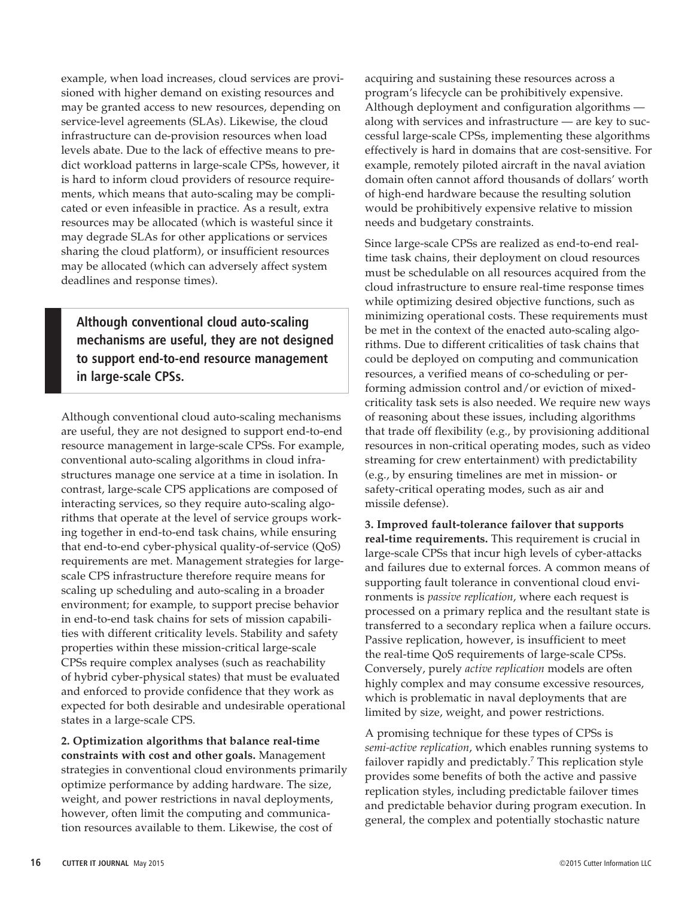example, when load increases, cloud services are provisioned with higher demand on existing resources and may be granted access to new resources, depending on service-level agreements (SLAs). Likewise, the cloud infrastructure can de-provision resources when load levels abate. Due to the lack of effective means to predict workload patterns in large-scale CPSs, however, it is hard to inform cloud providers of resource requirements, which means that auto-scaling may be complicated or even infeasible in practice. As a result, extra resources may be allocated (which is wasteful since it may degrade SLAs for other applications or services sharing the cloud platform), or insufficient resources may be allocated (which can adversely affect system deadlines and response times).

> **Although conventional cloud auto-scaling mechanisms are useful, they are not designed to support end-to-end resource management in large-scale CPSs.**

Although conventional cloud auto-scaling mechanisms are useful, they are not designed to support end-to-end resource management in large-scale CPSs. For example, conventional auto-scaling algorithms in cloud infrastructures manage one service at a time in isolation. In contrast, large-scale CPS applications are composed of interacting services, so they require auto-scaling algorithms that operate at the level of service groups working together in end-to-end task chains, while ensuring that end-to-end cyber-physical quality-of-service (QoS) requirements are met. Management strategies for large-scale CPS infrastructure therefore require means for scaling up scheduling and auto-scaling in a broader environment; for example, to support precise behavior in end-to-end task chains for sets of mission capabilities with different criticality levels. Stability and safety properties within these mission-critical large-scale CPSs require complex analyses (such as reachability of hybrid cyber-physical states) that must be evaluated and enforced to provide confidence that they work as expected for both desirable and undesirable operational states in a large-scale CPS.

**2. Optimization algorithms that balance real-time constraints with cost and other goals.** Management strategies in conventional cloud environments primarily optimize performance by adding hardware. The size, weight, and power restrictions in naval deployments, however, often limit the computing and communication resources available to them. Likewise, the cost of acquiring and sustaining these resources across a program's lifecycle can be prohibitively expensive. Although deployment and configuration algorithms — along with services and infrastructure — are key to successful large-scale CPSs, implementing these algorithms effectively is hard in domains that are cost-sensitive. For example, remotely piloted aircraft in the naval aviation domain often cannot afford thousands of dollars' worth of high-end hardware because the resulting solution would be prohibitively expensive relative to mission needs and budgetary constraints.

Since large-scale CPSs are realized as end-to-end real-time task chains, their deployment on cloud resources must be schedulable on all resources acquired from the cloud infrastructure to ensure real-time response times while optimizing desired objective functions, such as minimizing operational costs. These requirements must be met in the context of the enacted auto-scaling algorithms. Due to different criticalities of task chains that could be deployed on computing and communication resources, a verified means of co-scheduling or performing admission control and/or eviction of mixed-criticality task sets is also needed. We require new ways of reasoning about these issues, including algorithms that trade off flexibility (e.g., by provisioning additional resources in non-critical operating modes, such as video streaming for crew entertainment) with predictability (e.g., by ensuring timelines are met in mission- or safety-critical operating modes, such as air and missile defense).

**3. Improved fault-tolerance failover that supports real-time requirements.** This requirement is crucial in large-scale CPSs that incur high levels of cyber-attacks and failures due to external forces. A common means of supporting fault tolerance in conventional cloud environments is *passive replication*, where each request is processed on a primary replica and the resultant state is transferred to a secondary replica when a failure occurs. Passive replication, however, is insufficient to meet the real-time QoS requirements of large-scale CPSs. Conversely, purely *active replication* models are often highly complex and may consume excessive resources, which is problematic in naval deployments that are limited by size, weight, and power restrictions.

A promising technique for these types of CPSs is *semi-active replication*, which enables running systems to failover rapidly and predictably.[7] This replication style provides some benefits of both the active and passive replication styles, including predictable failover times and predictable behavior during program execution. In general, the complex and potentially stochastic nature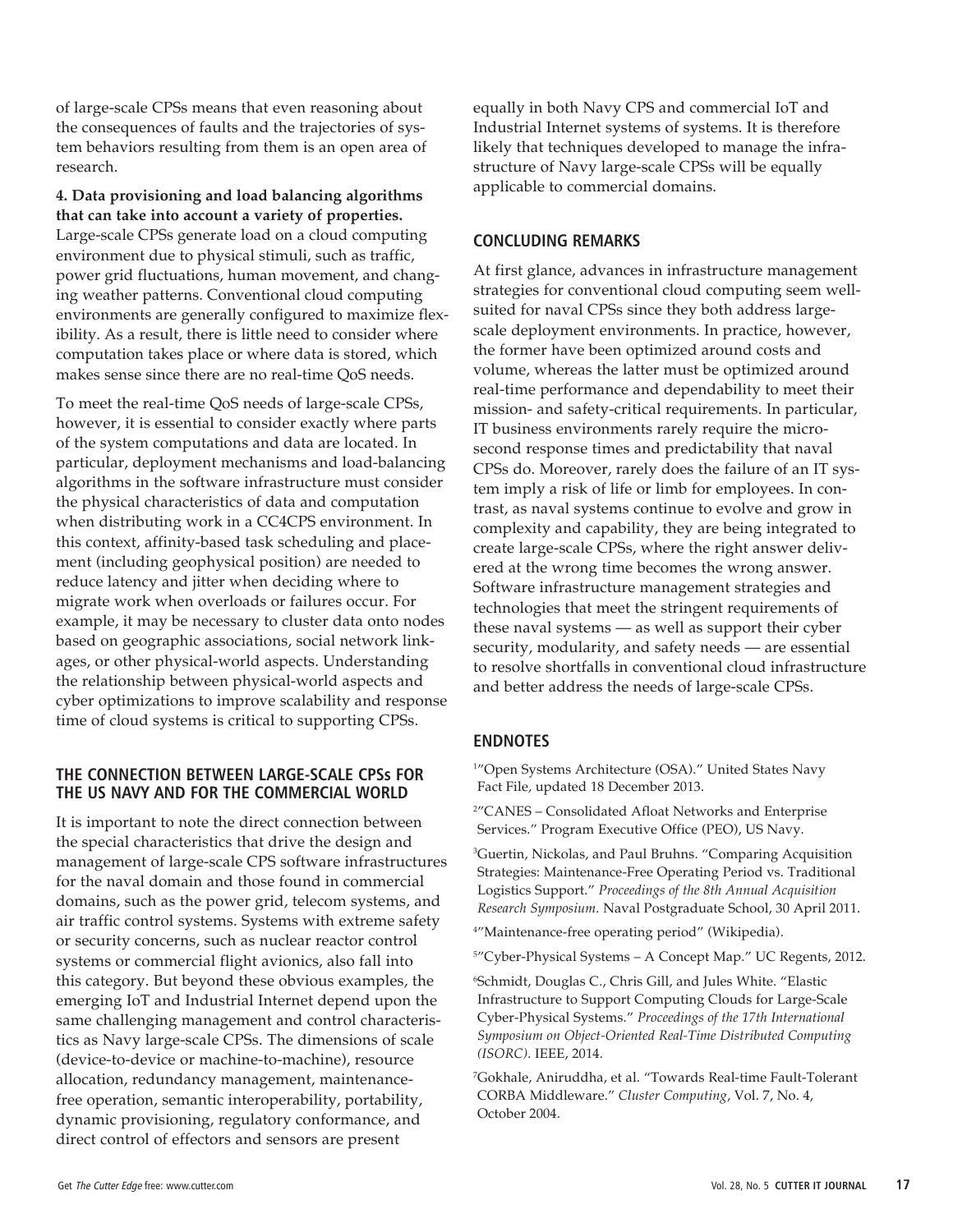of large-scale CPSs means that even reasoning about the consequences of faults and the trajectories of system behaviors resulting from them is an open area of research.

**4. Data provisioning and load balancing algorithms that can take into account a variety of properties.** Large-scale CPSs generate load on a cloud computing environment due to physical stimuli, such as traffic, power grid fluctuations, human movement, and changing weather patterns. Conventional cloud computing environments are generally configured to maximize flexibility. As a result, there is little need to consider where computation takes place or where data is stored, which makes sense since there are no real-time QoS needs.

To meet the real-time QoS needs of large-scale CPSs, however, it is essential to consider exactly where parts of the system computations and data are located. In particular, deployment mechanisms and load-balancing algorithms in the software infrastructure must consider the physical characteristics of data and computation when distributing work in a CC4CPS environment. In this context, affinity-based task scheduling and placement (including geophysical position) are needed to reduce latency and jitter when deciding where to migrate work when overloads or failures occur. For example, it may be necessary to cluster data onto nodes based on geographic associations, social network linkages, or other physical-world aspects. Understanding the relationship between physical-world aspects and cyber optimizations to improve scalability and response time of cloud systems is critical to supporting CPSs.

## THE CONNECTION BETWEEN LARGE-SCALE CPSs FOR THE US NAVY AND FOR THE COMMERCIAL WORLD

It is important to note the direct connection between the special characteristics that drive the design and management of large-scale CPS software infrastructures for the naval domain and those found in commercial domains, such as the power grid, telecom systems, and air traffic control systems. Systems with extreme safety or security concerns, such as nuclear reactor control systems or commercial flight avionics, also fall into this category. But beyond these obvious examples, the emerging IoT and Industrial Internet depend upon the same challenging management and control characteristics as Navy large-scale CPSs. The dimensions of scale (device-to-device or machine-to-machine), resource allocation, redundancy management, maintenance-free operation, semantic interoperability, portability, dynamic provisioning, regulatory conformance, and direct control of effectors and sensors are present equally in both Navy CPS and commercial IoT and Industrial Internet systems of systems. It is therefore likely that techniques developed to manage the infrastructure of Navy large-scale CPSs will be equally applicable to commercial domains.

## CONCLUDING REMARKS

At first glance, advances in infrastructure management strategies for conventional cloud computing seem well-suited for naval CPSs since they both address large-scale deployment environments. In practice, however, the former have been optimized around costs and volume, whereas the latter must be optimized around real-time performance and dependability to meet their mission- and safety-critical requirements. In particular, IT business environments rarely require the microsecond response times and predictability that naval CPSs do. Moreover, rarely does the failure of an IT system imply a risk of life or limb for employees. In contrast, as naval systems continue to evolve and grow in complexity and capability, they are being integrated to create large-scale CPSs, where the right answer delivered at the wrong time becomes the wrong answer. Software infrastructure management strategies and technologies that meet the stringent requirements of these naval systems — as well as support their cyber security, modularity, and safety needs — are essential to resolve shortfalls in conventional cloud infrastructure and better address the needs of large-scale CPSs.

## ENDNOTES

[1]"Open Systems Architecture (OSA)." United States Navy Fact File, updated 18 December 2013.

[2]"CANES – Consolidated Afloat Networks and Enterprise Services." Program Executive Office (PEO), US Navy.

[3]Guertin, Nickolas, and Paul Bruhns. "Comparing Acquisition Strategies: Maintenance-Free Operating Period vs. Traditional Logistics Support." *Proceedings of the 8th Annual Acquisition Research Symposium*. Naval Postgraduate School, 30 April 2011.

[4]"Maintenance-free operating period" (Wikipedia).

[5]"Cyber-Physical Systems – A Concept Map." UC Regents, 2012.

[6]Schmidt, Douglas C., Chris Gill, and Jules White. "Elastic Infrastructure to Support Computing Clouds for Large-Scale Cyber-Physical Systems." *Proceedings of the 17th International Symposium on Object-Oriented Real-Time Distributed Computing (ISORC)*. IEEE, 2014.

[7]Gokhale, Aniruddha, et al. "Towards Real-time Fault-Tolerant CORBA Middleware." *Cluster Computing*, Vol. 7, No. 4, October 2004.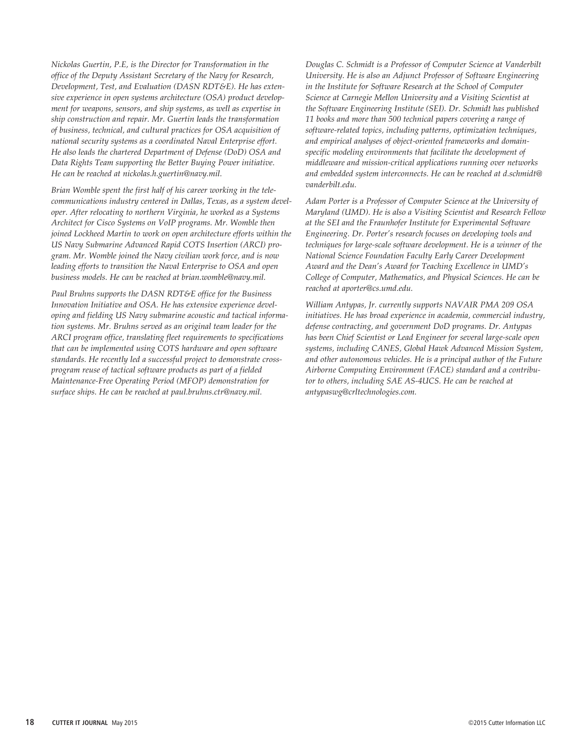*Nickolas Guertin, P.E, is the Director for Transformation in the office of the Deputy Assistant Secretary of the Navy for Research, Development, Test, and Evaluation (DASN RDT&E). He has extensive experience in open systems architecture (OSA) product development for weapons, sensors, and ship systems, as well as expertise in ship construction and repair. Mr. Guertin leads the transformation of business, technical, and cultural practices for OSA acquisition of national security systems as a coordinated Naval Enterprise effort. He also leads the chartered Department of Defense (DoD) OSA and Data Rights Team supporting the Better Buying Power initiative. He can be reached at nickolas.h.guertin@navy.mil.*

*Brian Womble spent the first half of his career working in the telecommunications industry centered in Dallas, Texas, as a system developer. After relocating to northern Virginia, he worked as a Systems Architect for Cisco Systems on VoIP programs. Mr. Womble then joined Lockheed Martin to work on open architecture efforts within the US Navy Submarine Advanced Rapid COTS Insertion (ARCI) program. Mr. Womble joined the Navy civilian work force, and is now leading efforts to transition the Naval Enterprise to OSA and open business models. He can be reached at brian.womble@navy.mil.*

*Paul Bruhns supports the DASN RDT&E office for the Business Innovation Initiative and OSA. He has extensive experience developing and fielding US Navy submarine acoustic and tactical information systems. Mr. Bruhns served as an original team leader for the ARCI program office, translating fleet requirements to specifications that can be implemented using COTS hardware and open software standards. He recently led a successful project to demonstrate cross-program reuse of tactical software products as part of a fielded Maintenance-Free Operating Period (MFOP) demonstration for surface ships. He can be reached at paul.bruhns.ctr@navy.mil.*

*Douglas C. Schmidt is a Professor of Computer Science at Vanderbilt University. He is also an Adjunct Professor of Software Engineering in the Institute for Software Research at the School of Computer Science at Carnegie Mellon University and a Visiting Scientist at the Software Engineering Institute (SEI). Dr. Schmidt has published 11 books and more than 500 technical papers covering a range of software-related topics, including patterns, optimization techniques, and empirical analyses of object-oriented frameworks and domain-specific modeling environments that facilitate the development of middleware and mission-critical applications running over networks and embedded system interconnects. He can be reached at d.schmidt@vanderbilt.edu.*

*Adam Porter is a Professor of Computer Science at the University of Maryland (UMD). He is also a Visiting Scientist and Research Fellow at the SEI and the Fraunhofer Institute for Experimental Software Engineering. Dr. Porter's research focuses on developing tools and techniques for large-scale software development. He is a winner of the National Science Foundation Faculty Early Career Development Award and the Dean's Award for Teaching Excellence in UMD's College of Computer, Mathematics, and Physical Sciences. He can be reached at aporter@cs.umd.edu.*

*William Antypas, Jr. currently supports NAVAIR PMA 209 OSA initiatives. He has broad experience in academia, commercial industry, defense contracting, and government DoD programs. Dr. Antypas has been Chief Scientist or Lead Engineer for several large-scale open systems, including CANES, Global Hawk Advanced Mission System, and other autonomous vehicles. He is a principal author of the Future Airborne Computing Environment (FACE) standard and a contributor to others, including SAE AS-4UCS. He can be reached at antypaswg@crltechnologies.com.*